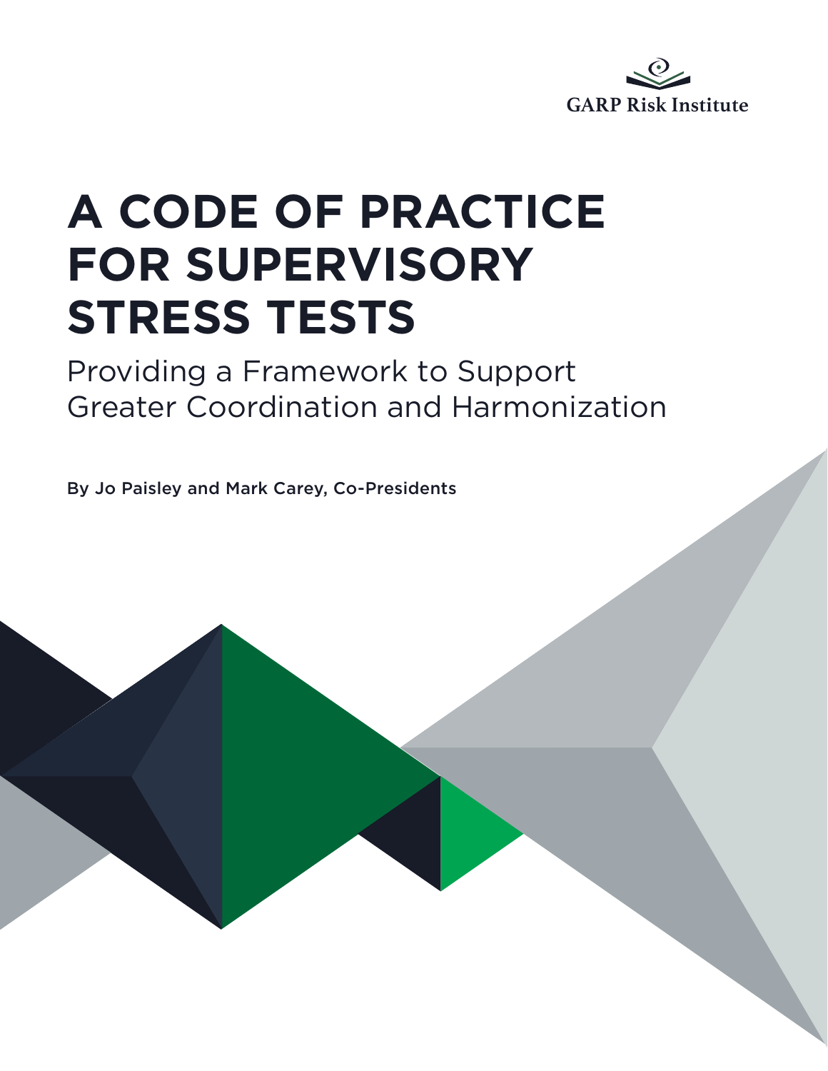GARP Risk Institute

# A CODE OF PRACTICE FOR SUPERVISORY STRESS TESTS

## Providing a Framework to Support Greater Coordination and Harmonization

**By Jo Paisley and Mark Carey, Co-Presidents**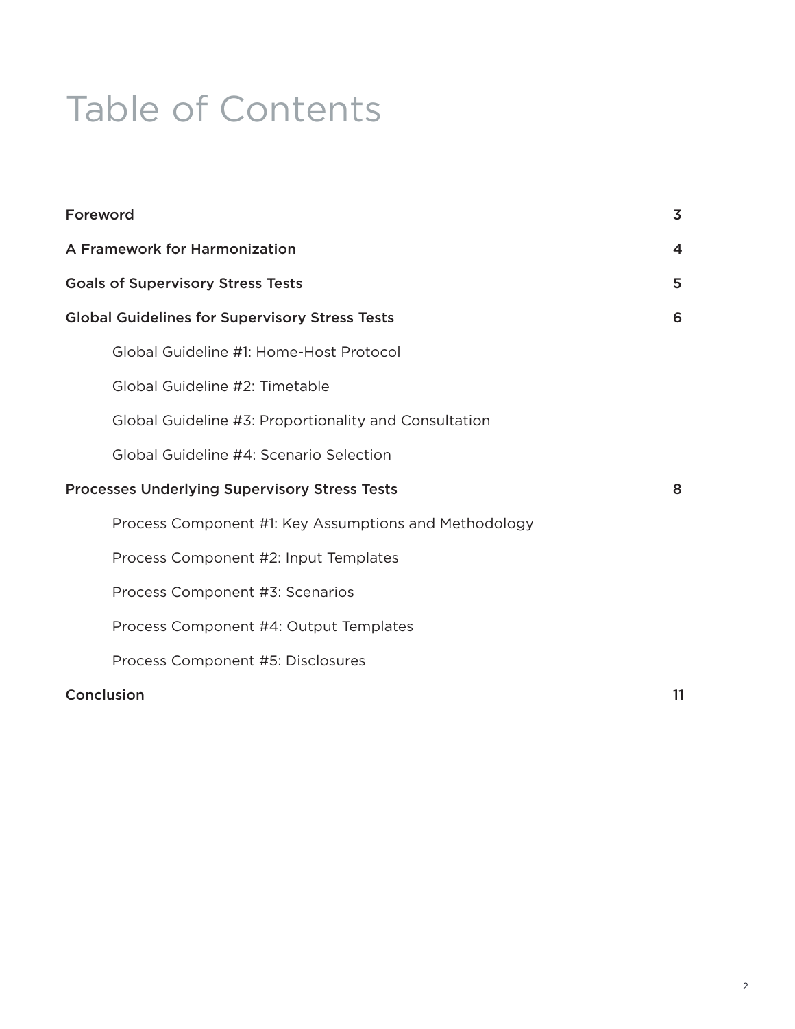# Table of Contents

| | |
|---|---|
| **Foreword** | **3** |
| **A Framework for Harmonization** | **4** |
| **Goals of Supervisory Stress Tests** | **5** |
| **Global Guidelines for Supervisory Stress Tests** | **6** |
| Global Guideline #1: Home-Host Protocol | |
| Global Guideline #2: Timetable | |
| Global Guideline #3: Proportionality and Consultation | |
| Global Guideline #4: Scenario Selection | |
| **Processes Underlying Supervisory Stress Tests** | **8** |
| Process Component #1: Key Assumptions and Methodology | |
| Process Component #2: Input Templates | |
| Process Component #3: Scenarios | |
| Process Component #4: Output Templates | |
| Process Component #5: Disclosures | |
| **Conclusion** | **11** |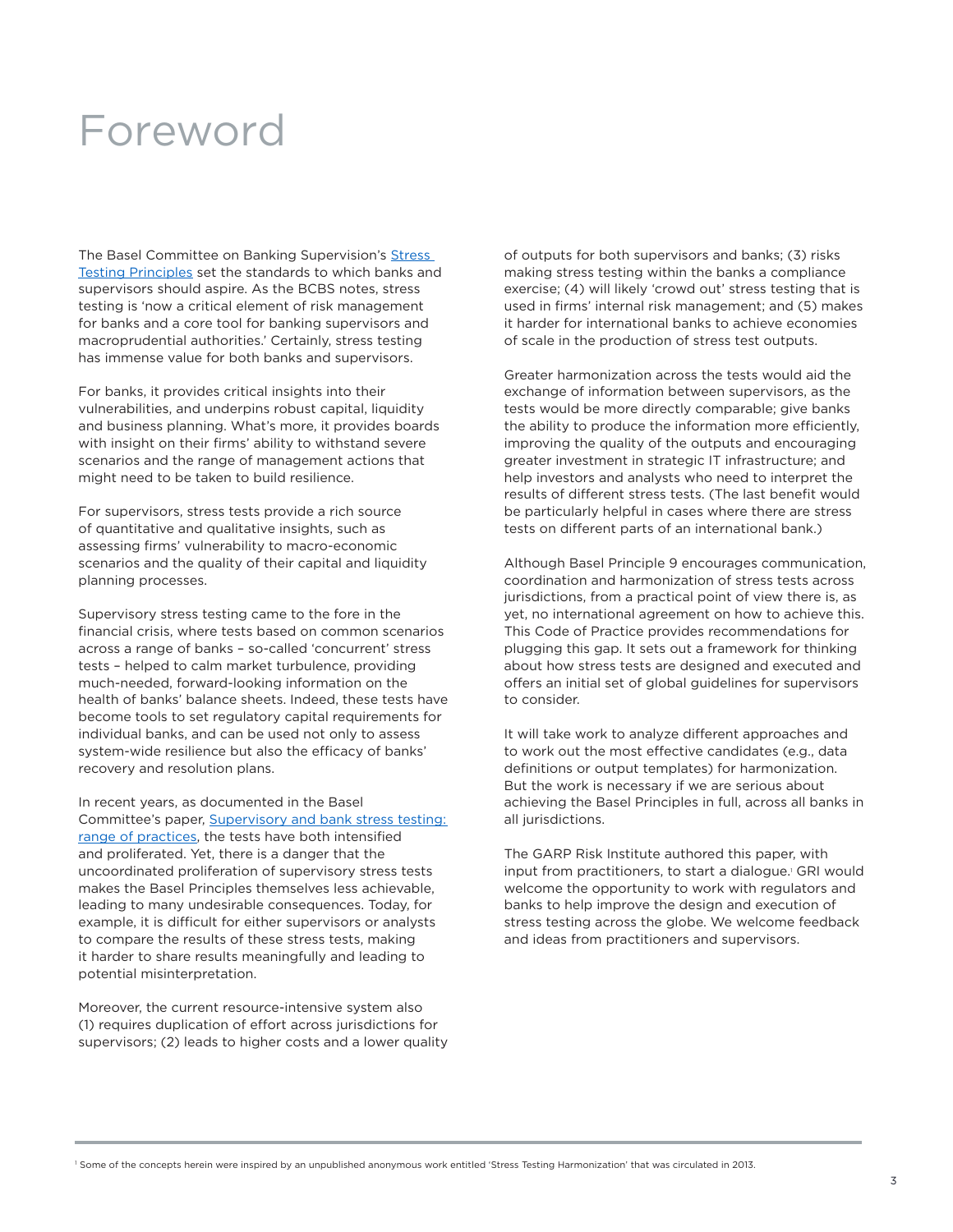# Foreword

The Basel Committee on Banking Supervision's [Stress Testing Principles](#) set the standards to which banks and supervisors should aspire. As the BCBS notes, stress testing is 'now a critical element of risk management for banks and a core tool for banking supervisors and macroprudential authorities.' Certainly, stress testing has immense value for both banks and supervisors.

For banks, it provides critical insights into their vulnerabilities, and underpins robust capital, liquidity and business planning. What's more, it provides boards with insight on their firms' ability to withstand severe scenarios and the range of management actions that might need to be taken to build resilience.

For supervisors, stress tests provide a rich source of quantitative and qualitative insights, such as assessing firms' vulnerability to macro-economic scenarios and the quality of their capital and liquidity planning processes.

Supervisory stress testing came to the fore in the financial crisis, where tests based on common scenarios across a range of banks – so-called 'concurrent' stress tests – helped to calm market turbulence, providing much-needed, forward-looking information on the health of banks' balance sheets. Indeed, these tests have become tools to set regulatory capital requirements for individual banks, and can be used not only to assess system-wide resilience but also the efficacy of banks' recovery and resolution plans.

In recent years, as documented in the Basel Committee's paper, [Supervisory and bank stress testing: range of practices](#), the tests have both intensified and proliferated. Yet, there is a danger that the uncoordinated proliferation of supervisory stress tests makes the Basel Principles themselves less achievable, leading to many undesirable consequences. Today, for example, it is difficult for either supervisors or analysts to compare the results of these stress tests, making it harder to share results meaningfully and leading to potential misinterpretation.

Moreover, the current resource-intensive system also (1) requires duplication of effort across jurisdictions for supervisors; (2) leads to higher costs and a lower quality of outputs for both supervisors and banks; (3) risks making stress testing within the banks a compliance exercise; (4) will likely 'crowd out' stress testing that is used in firms' internal risk management; and (5) makes it harder for international banks to achieve economies of scale in the production of stress test outputs.

Greater harmonization across the tests would aid the exchange of information between supervisors, as the tests would be more directly comparable; give banks the ability to produce the information more efficiently, improving the quality of the outputs and encouraging greater investment in strategic IT infrastructure; and help investors and analysts who need to interpret the results of different stress tests. (The last benefit would be particularly helpful in cases where there are stress tests on different parts of an international bank.)

Although Basel Principle 9 encourages communication, coordination and harmonization of stress tests across jurisdictions, from a practical point of view there is, as yet, no international agreement on how to achieve this. This Code of Practice provides recommendations for plugging this gap. It sets out a framework for thinking about how stress tests are designed and executed and offers an initial set of global guidelines for supervisors to consider.

It will take work to analyze different approaches and to work out the most effective candidates (e.g., data definitions or output templates) for harmonization. But the work is necessary if we are serious about achieving the Basel Principles in full, across all banks in all jurisdictions.

The GARP Risk Institute authored this paper, with input from practitioners, to start a dialogue.[1] GRI would welcome the opportunity to work with regulators and banks to help improve the design and execution of stress testing across the globe. We welcome feedback and ideas from practitioners and supervisors.

---

[1] Some of the concepts herein were inspired by an unpublished anonymous work entitled 'Stress Testing Harmonization' that was circulated in 2013.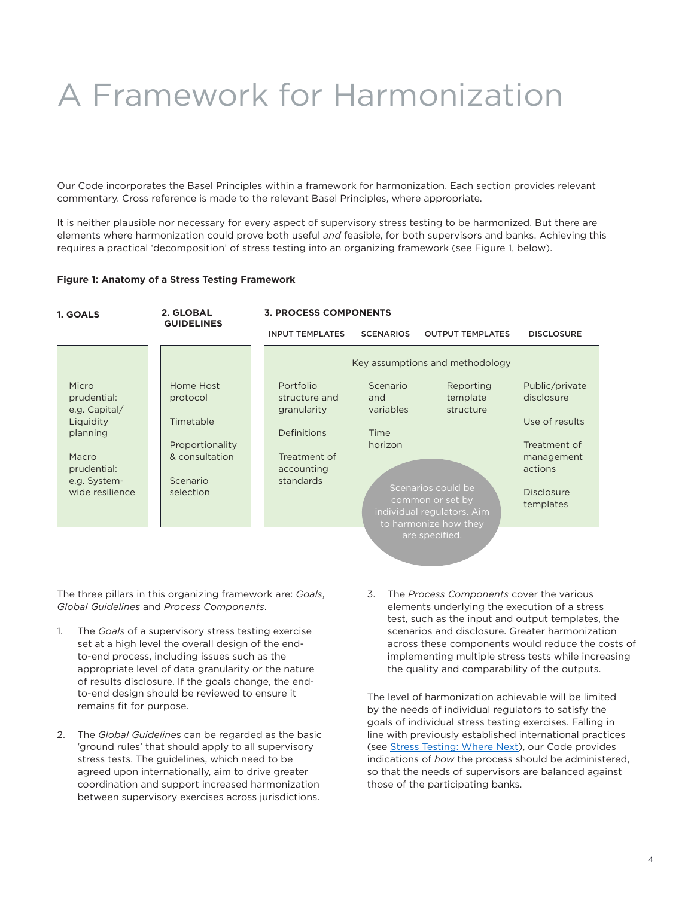# A Framework for Harmonization

Our Code incorporates the Basel Principles within a framework for harmonization. Each section provides relevant commentary. Cross reference is made to the relevant Basel Principles, where appropriate.

It is neither plausible nor necessary for every aspect of supervisory stress testing to be harmonized. But there are elements where harmonization could prove both useful *and* feasible, for both supervisors and banks. Achieving this requires a practical 'decomposition' of stress testing into an organizing framework (see Figure 1, below).

**Figure 1: Anatomy of a Stress Testing Framework**

| 1. GOALS | 2. GLOBAL GUIDELINES | 3. PROCESS COMPONENTS | | | |
|---|---|---|---|---|---|
| | | INPUT TEMPLATES | SCENARIOS | OUTPUT TEMPLATES | DISCLOSURE |
| | | Key assumptions and methodology | | | |
| Micro prudential: e.g. Capital/ Liquidity planning | Home Host protocol | Portfolio structure and granularity | Scenario and variables | Reporting template structure | Public/private disclosure |
| | Timetable | Definitions | Time horizon | | Use of results |
| Macro prudential: e.g. System-wide resilience | Proportionality & consultation | Treatment of accounting standards | | | Treatment of management actions |
| | Scenario selection | | | | Disclosure templates |

Scenarios could be common or set by individual regulators. Aim to harmonize how they are specified.

The three pillars in this organizing framework are: *Goals*, *Global Guidelines* and *Process Components*.

1. The *Goals* of a supervisory stress testing exercise set at a high level the overall design of the end-to-end process, including issues such as the appropriate level of data granularity or the nature of results disclosure. If the goals change, the end-to-end design should be reviewed to ensure it remains fit for purpose.

2. The *Global Guidelines* can be regarded as the basic 'ground rules' that should apply to all supervisory stress tests. The guidelines, which need to be agreed upon internationally, aim to drive greater coordination and support increased harmonization between supervisory exercises across jurisdictions.

3. The *Process Components* cover the various elements underlying the execution of a stress test, such as the input and output templates, the scenarios and disclosure. Greater harmonization across these components would reduce the costs of implementing multiple stress tests while increasing the quality and comparability of the outputs.

The level of harmonization achievable will be limited by the needs of individual regulators to satisfy the goals of individual stress testing exercises. Falling in line with previously established international practices (see Stress Testing: Where Next), our Code provides indications of *how* the process should be administered, so that the needs of supervisors are balanced against those of the participating banks.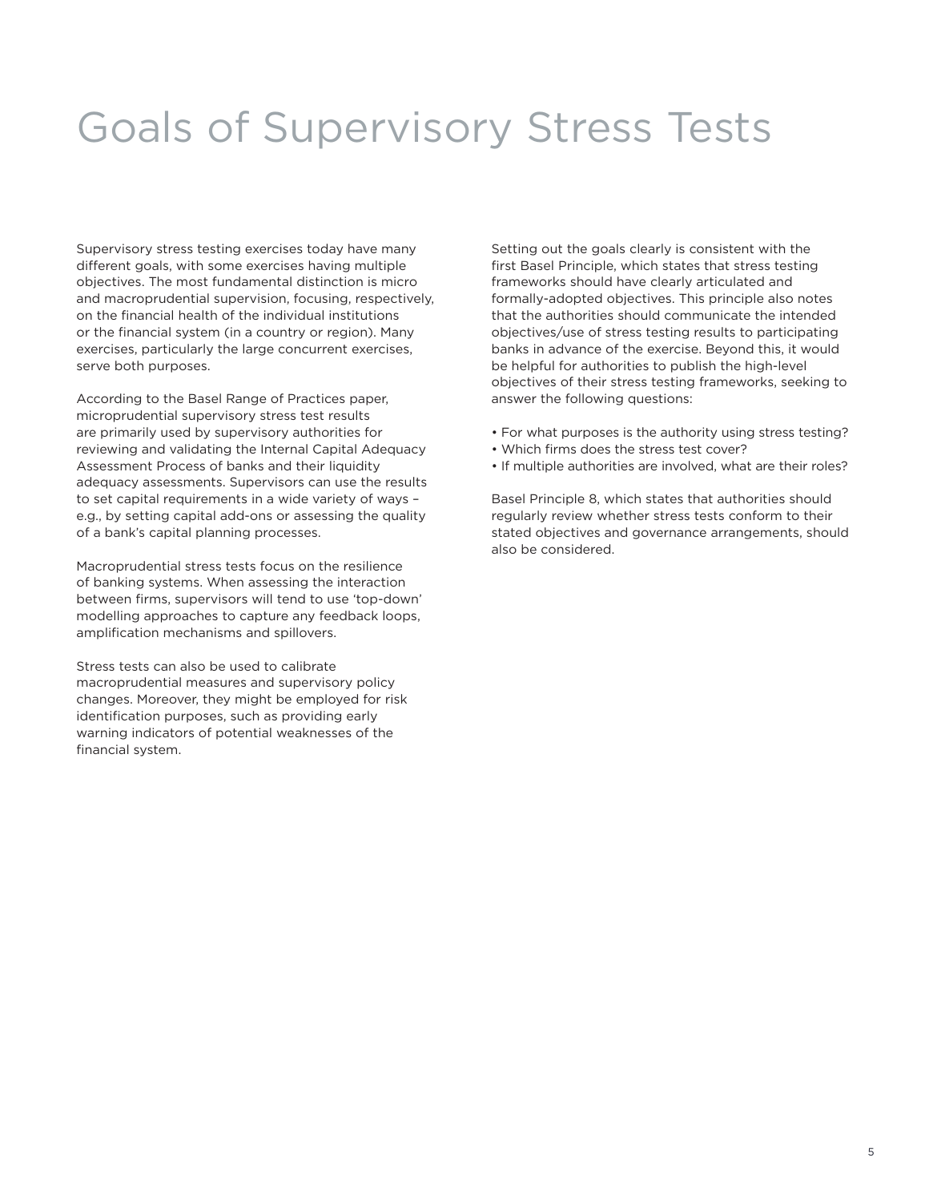# Goals of Supervisory Stress Tests

Supervisory stress testing exercises today have many different goals, with some exercises having multiple objectives. The most fundamental distinction is micro and macroprudential supervision, focusing, respectively, on the financial health of the individual institutions or the financial system (in a country or region). Many exercises, particularly the large concurrent exercises, serve both purposes.

According to the Basel Range of Practices paper, microprudential supervisory stress test results are primarily used by supervisory authorities for reviewing and validating the Internal Capital Adequacy Assessment Process of banks and their liquidity adequacy assessments. Supervisors can use the results to set capital requirements in a wide variety of ways – e.g., by setting capital add-ons or assessing the quality of a bank's capital planning processes.

Macroprudential stress tests focus on the resilience of banking systems. When assessing the interaction between firms, supervisors will tend to use 'top-down' modelling approaches to capture any feedback loops, amplification mechanisms and spillovers.

Stress tests can also be used to calibrate macroprudential measures and supervisory policy changes. Moreover, they might be employed for risk identification purposes, such as providing early warning indicators of potential weaknesses of the financial system.

Setting out the goals clearly is consistent with the first Basel Principle, which states that stress testing frameworks should have clearly articulated and formally-adopted objectives. This principle also notes that the authorities should communicate the intended objectives/use of stress testing results to participating banks in advance of the exercise. Beyond this, it would be helpful for authorities to publish the high-level objectives of their stress testing frameworks, seeking to answer the following questions:

- For what purposes is the authority using stress testing?
- Which firms does the stress test cover?
- If multiple authorities are involved, what are their roles?

Basel Principle 8, which states that authorities should regularly review whether stress tests conform to their stated objectives and governance arrangements, should also be considered.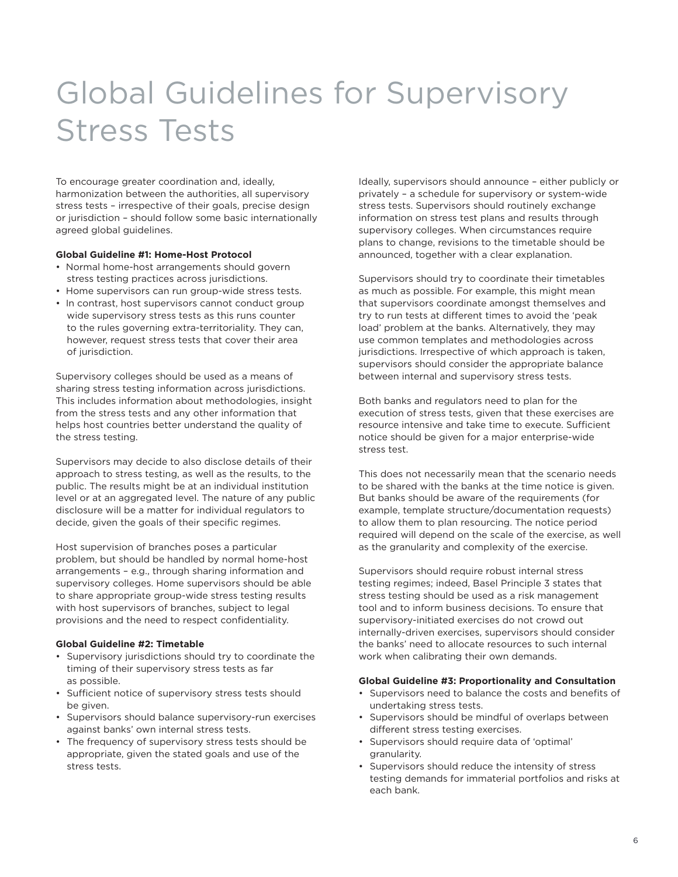# Global Guidelines for Supervisory Stress Tests

To encourage greater coordination and, ideally, harmonization between the authorities, all supervisory stress tests – irrespective of their goals, precise design or jurisdiction – should follow some basic internationally agreed global guidelines.

**Global Guideline #1: Home-Host Protocol**

- Normal home-host arrangements should govern stress testing practices across jurisdictions.
- Home supervisors can run group-wide stress tests.
- In contrast, host supervisors cannot conduct group wide supervisory stress tests as this runs counter to the rules governing extra-territoriality. They can, however, request stress tests that cover their area of jurisdiction.

Supervisory colleges should be used as a means of sharing stress testing information across jurisdictions. This includes information about methodologies, insight from the stress tests and any other information that helps host countries better understand the quality of the stress testing.

Supervisors may decide to also disclose details of their approach to stress testing, as well as the results, to the public. The results might be at an individual institution level or at an aggregated level. The nature of any public disclosure will be a matter for individual regulators to decide, given the goals of their specific regimes.

Host supervision of branches poses a particular problem, but should be handled by normal home-host arrangements – e.g., through sharing information and supervisory colleges. Home supervisors should be able to share appropriate group-wide stress testing results with host supervisors of branches, subject to legal provisions and the need to respect confidentiality.

**Global Guideline #2: Timetable**

- Supervisory jurisdictions should try to coordinate the timing of their supervisory stress tests as far as possible.
- Sufficient notice of supervisory stress tests should be given.
- Supervisors should balance supervisory-run exercises against banks' own internal stress tests.
- The frequency of supervisory stress tests should be appropriate, given the stated goals and use of the stress tests.

Ideally, supervisors should announce – either publicly or privately – a schedule for supervisory or system-wide stress tests. Supervisors should routinely exchange information on stress test plans and results through supervisory colleges. When circumstances require plans to change, revisions to the timetable should be announced, together with a clear explanation.

Supervisors should try to coordinate their timetables as much as possible. For example, this might mean that supervisors coordinate amongst themselves and try to run tests at different times to avoid the 'peak load' problem at the banks. Alternatively, they may use common templates and methodologies across jurisdictions. Irrespective of which approach is taken, supervisors should consider the appropriate balance between internal and supervisory stress tests.

Both banks and regulators need to plan for the execution of stress tests, given that these exercises are resource intensive and take time to execute. Sufficient notice should be given for a major enterprise-wide stress test.

This does not necessarily mean that the scenario needs to be shared with the banks at the time notice is given. But banks should be aware of the requirements (for example, template structure/documentation requests) to allow them to plan resourcing. The notice period required will depend on the scale of the exercise, as well as the granularity and complexity of the exercise.

Supervisors should require robust internal stress testing regimes; indeed, Basel Principle 3 states that stress testing should be used as a risk management tool and to inform business decisions. To ensure that supervisory-initiated exercises do not crowd out internally-driven exercises, supervisors should consider the banks' need to allocate resources to such internal work when calibrating their own demands.

**Global Guideline #3: Proportionality and Consultation**

- Supervisors need to balance the costs and benefits of undertaking stress tests.
- Supervisors should be mindful of overlaps between different stress testing exercises.
- Supervisors should require data of 'optimal' granularity.
- Supervisors should reduce the intensity of stress testing demands for immaterial portfolios and risks at each bank.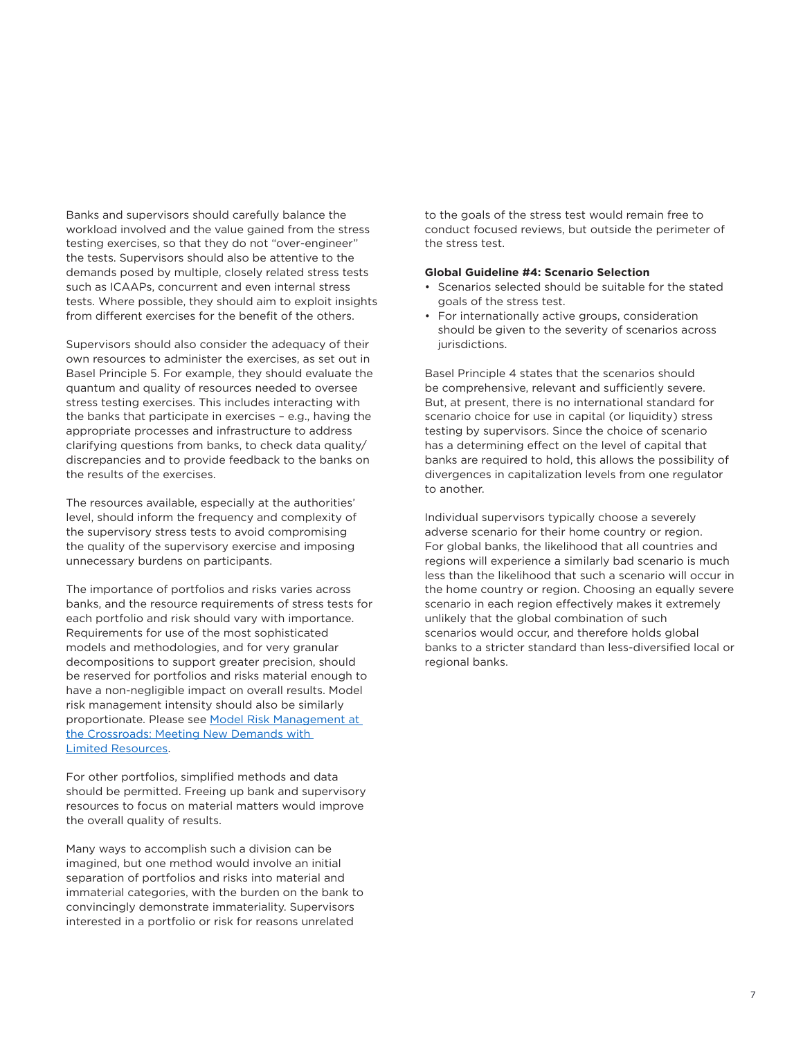Banks and supervisors should carefully balance the workload involved and the value gained from the stress testing exercises, so that they do not "over-engineer" the tests. Supervisors should also be attentive to the demands posed by multiple, closely related stress tests such as ICAAPs, concurrent and even internal stress tests. Where possible, they should aim to exploit insights from different exercises for the benefit of the others.

Supervisors should also consider the adequacy of their own resources to administer the exercises, as set out in Basel Principle 5. For example, they should evaluate the quantum and quality of resources needed to oversee stress testing exercises. This includes interacting with the banks that participate in exercises – e.g., having the appropriate processes and infrastructure to address clarifying questions from banks, to check data quality/discrepancies and to provide feedback to the banks on the results of the exercises.

The resources available, especially at the authorities' level, should inform the frequency and complexity of the supervisory stress tests to avoid compromising the quality of the supervisory exercise and imposing unnecessary burdens on participants.

The importance of portfolios and risks varies across banks, and the resource requirements of stress tests for each portfolio and risk should vary with importance. Requirements for use of the most sophisticated models and methodologies, and for very granular decompositions to support greater precision, should be reserved for portfolios and risks material enough to have a non-negligible impact on overall results. Model risk management intensity should also be similarly proportionate. Please see [Model Risk Management at the Crossroads: Meeting New Demands with Limited Resources](#).

For other portfolios, simplified methods and data should be permitted. Freeing up bank and supervisory resources to focus on material matters would improve the overall quality of results.

Many ways to accomplish such a division can be imagined, but one method would involve an initial separation of portfolios and risks into material and immaterial categories, with the burden on the bank to convincingly demonstrate immateriality. Supervisors interested in a portfolio or risk for reasons unrelated to the goals of the stress test would remain free to conduct focused reviews, but outside the perimeter of the stress test.

**Global Guideline #4: Scenario Selection**

- Scenarios selected should be suitable for the stated goals of the stress test.
- For internationally active groups, consideration should be given to the severity of scenarios across jurisdictions.

Basel Principle 4 states that the scenarios should be comprehensive, relevant and sufficiently severe. But, at present, there is no international standard for scenario choice for use in capital (or liquidity) stress testing by supervisors. Since the choice of scenario has a determining effect on the level of capital that banks are required to hold, this allows the possibility of divergences in capitalization levels from one regulator to another.

Individual supervisors typically choose a severely adverse scenario for their home country or region. For global banks, the likelihood that all countries and regions will experience a similarly bad scenario is much less than the likelihood that such a scenario will occur in the home country or region. Choosing an equally severe scenario in each region effectively makes it extremely unlikely that the global combination of such scenarios would occur, and therefore holds global banks to a stricter standard than less-diversified local or regional banks.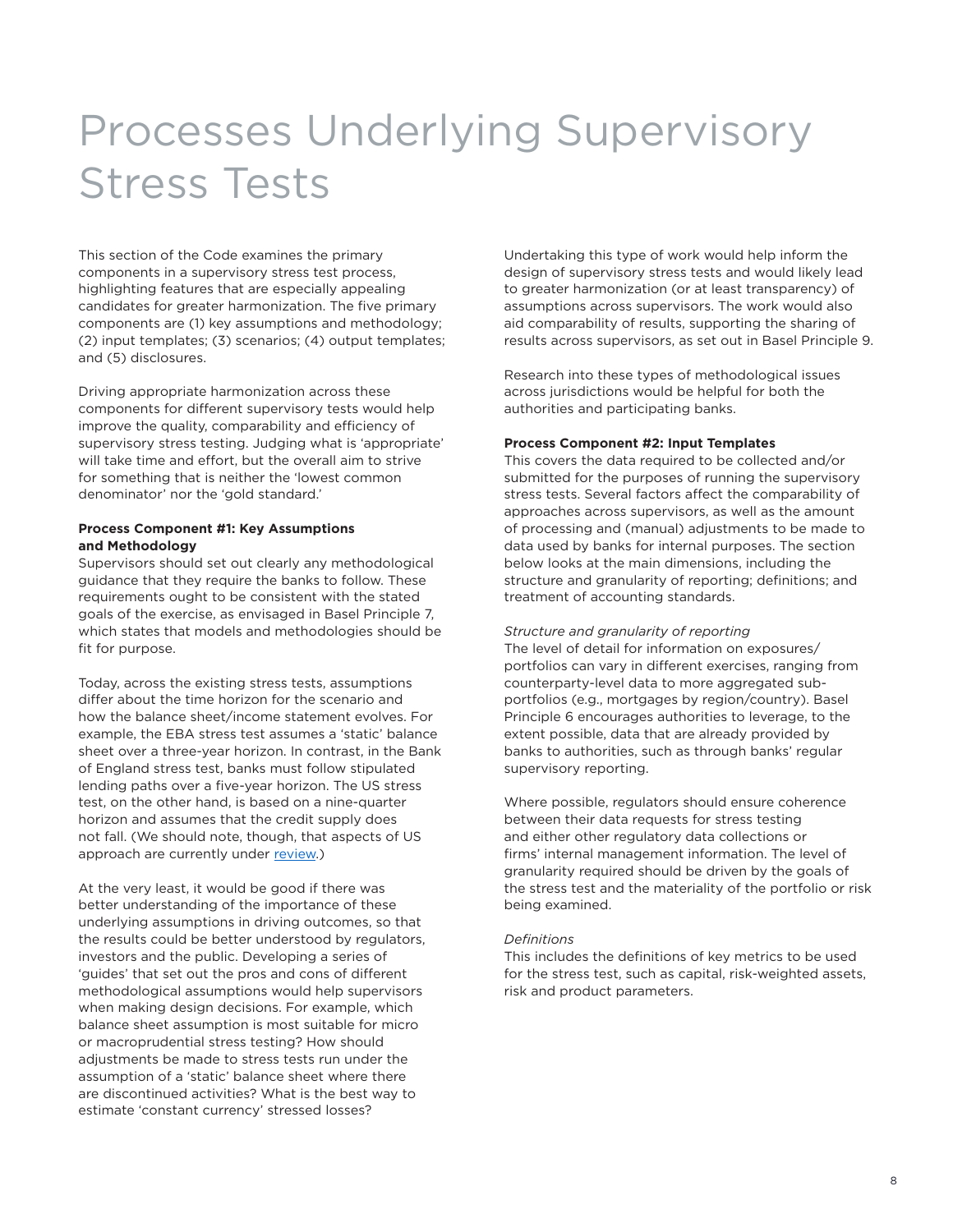# Processes Underlying Supervisory Stress Tests

This section of the Code examines the primary components in a supervisory stress test process, highlighting features that are especially appealing candidates for greater harmonization. The five primary components are (1) key assumptions and methodology; (2) input templates; (3) scenarios; (4) output templates; and (5) disclosures.

Driving appropriate harmonization across these components for different supervisory tests would help improve the quality, comparability and efficiency of supervisory stress testing. Judging what is 'appropriate' will take time and effort, but the overall aim to strive for something that is neither the 'lowest common denominator' nor the 'gold standard.'

**Process Component #1: Key Assumptions and Methodology**

Supervisors should set out clearly any methodological guidance that they require the banks to follow. These requirements ought to be consistent with the stated goals of the exercise, as envisaged in Basel Principle 7, which states that models and methodologies should be fit for purpose.

Today, across the existing stress tests, assumptions differ about the time horizon for the scenario and how the balance sheet/income statement evolves. For example, the EBA stress test assumes a 'static' balance sheet over a three-year horizon. In contrast, in the Bank of England stress test, banks must follow stipulated lending paths over a five-year horizon. The US stress test, on the other hand, is based on a nine-quarter horizon and assumes that the credit supply does not fall. (We should note, though, that aspects of US approach are currently under review.)

At the very least, it would be good if there was better understanding of the importance of these underlying assumptions in driving outcomes, so that the results could be better understood by regulators, investors and the public. Developing a series of 'guides' that set out the pros and cons of different methodological assumptions would help supervisors when making design decisions. For example, which balance sheet assumption is most suitable for micro or macroprudential stress testing? How should adjustments be made to stress tests run under the assumption of a 'static' balance sheet where there are discontinued activities? What is the best way to estimate 'constant currency' stressed losses?

Undertaking this type of work would help inform the design of supervisory stress tests and would likely lead to greater harmonization (or at least transparency) of assumptions across supervisors. The work would also aid comparability of results, supporting the sharing of results across supervisors, as set out in Basel Principle 9.

Research into these types of methodological issues across jurisdictions would be helpful for both the authorities and participating banks.

**Process Component #2: Input Templates**

This covers the data required to be collected and/or submitted for the purposes of running the supervisory stress tests. Several factors affect the comparability of approaches across supervisors, as well as the amount of processing and (manual) adjustments to be made to data used by banks for internal purposes. The section below looks at the main dimensions, including the structure and granularity of reporting; definitions; and treatment of accounting standards.

*Structure and granularity of reporting*

The level of detail for information on exposures/portfolios can vary in different exercises, ranging from counterparty-level data to more aggregated sub-portfolios (e.g., mortgages by region/country). Basel Principle 6 encourages authorities to leverage, to the extent possible, data that are already provided by banks to authorities, such as through banks' regular supervisory reporting.

Where possible, regulators should ensure coherence between their data requests for stress testing and either other regulatory data collections or firms' internal management information. The level of granularity required should be driven by the goals of the stress test and the materiality of the portfolio or risk being examined.

*Definitions*

This includes the definitions of key metrics to be used for the stress test, such as capital, risk-weighted assets, risk and product parameters.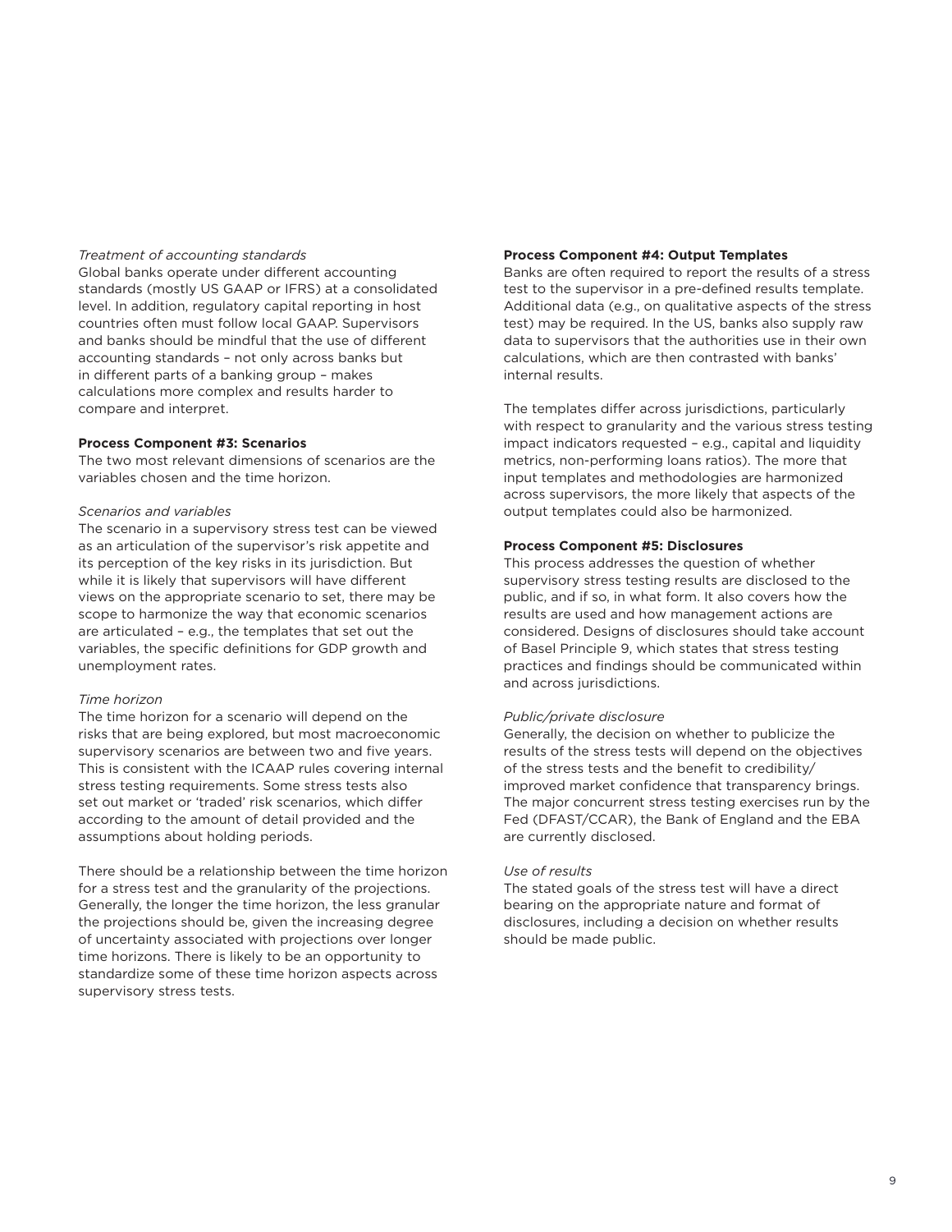*Treatment of accounting standards*

Global banks operate under different accounting standards (mostly US GAAP or IFRS) at a consolidated level. In addition, regulatory capital reporting in host countries often must follow local GAAP. Supervisors and banks should be mindful that the use of different accounting standards – not only across banks but in different parts of a banking group – makes calculations more complex and results harder to compare and interpret.

**Process Component #3: Scenarios**

The two most relevant dimensions of scenarios are the variables chosen and the time horizon.

*Scenarios and variables*

The scenario in a supervisory stress test can be viewed as an articulation of the supervisor's risk appetite and its perception of the key risks in its jurisdiction. But while it is likely that supervisors will have different views on the appropriate scenario to set, there may be scope to harmonize the way that economic scenarios are articulated – e.g., the templates that set out the variables, the specific definitions for GDP growth and unemployment rates.

*Time horizon*

The time horizon for a scenario will depend on the risks that are being explored, but most macroeconomic supervisory scenarios are between two and five years. This is consistent with the ICAAP rules covering internal stress testing requirements. Some stress tests also set out market or 'traded' risk scenarios, which differ according to the amount of detail provided and the assumptions about holding periods.

There should be a relationship between the time horizon for a stress test and the granularity of the projections. Generally, the longer the time horizon, the less granular the projections should be, given the increasing degree of uncertainty associated with projections over longer time horizons. There is likely to be an opportunity to standardize some of these time horizon aspects across supervisory stress tests.

**Process Component #4: Output Templates**

Banks are often required to report the results of a stress test to the supervisor in a pre-defined results template. Additional data (e.g., on qualitative aspects of the stress test) may be required. In the US, banks also supply raw data to supervisors that the authorities use in their own calculations, which are then contrasted with banks' internal results.

The templates differ across jurisdictions, particularly with respect to granularity and the various stress testing impact indicators requested – e.g., capital and liquidity metrics, non-performing loans ratios). The more that input templates and methodologies are harmonized across supervisors, the more likely that aspects of the output templates could also be harmonized.

**Process Component #5: Disclosures**

This process addresses the question of whether supervisory stress testing results are disclosed to the public, and if so, in what form. It also covers how the results are used and how management actions are considered. Designs of disclosures should take account of Basel Principle 9, which states that stress testing practices and findings should be communicated within and across jurisdictions.

*Public/private disclosure*

Generally, the decision on whether to publicize the results of the stress tests will depend on the objectives of the stress tests and the benefit to credibility/improved market confidence that transparency brings. The major concurrent stress testing exercises run by the Fed (DFAST/CCAR), the Bank of England and the EBA are currently disclosed.

*Use of results*

The stated goals of the stress test will have a direct bearing on the appropriate nature and format of disclosures, including a decision on whether results should be made public.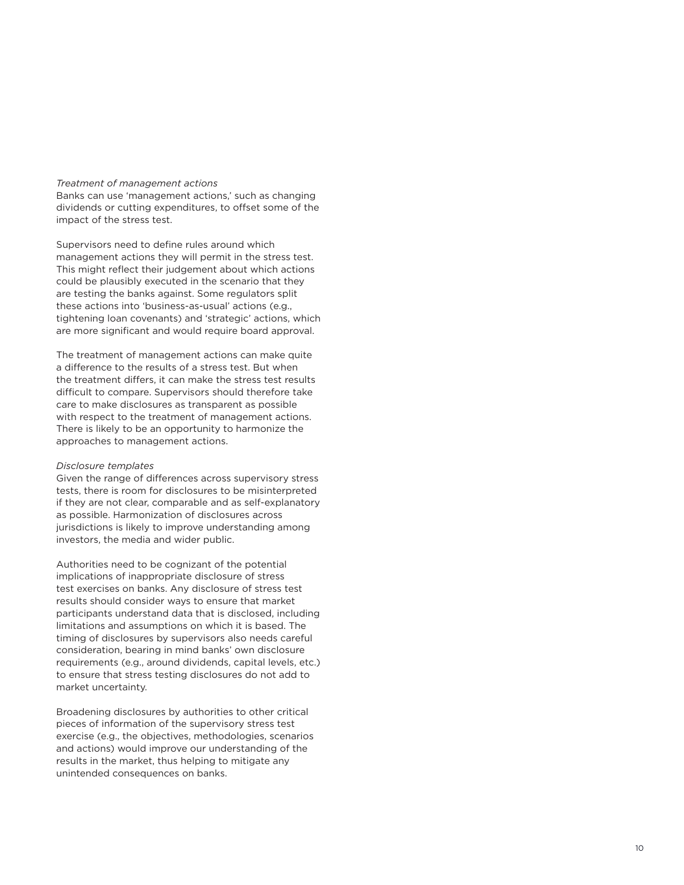*Treatment of management actions*

Banks can use 'management actions,' such as changing dividends or cutting expenditures, to offset some of the impact of the stress test.

Supervisors need to define rules around which management actions they will permit in the stress test. This might reflect their judgement about which actions could be plausibly executed in the scenario that they are testing the banks against. Some regulators split these actions into 'business-as-usual' actions (e.g., tightening loan covenants) and 'strategic' actions, which are more significant and would require board approval.

The treatment of management actions can make quite a difference to the results of a stress test. But when the treatment differs, it can make the stress test results difficult to compare. Supervisors should therefore take care to make disclosures as transparent as possible with respect to the treatment of management actions. There is likely to be an opportunity to harmonize the approaches to management actions.

*Disclosure templates*

Given the range of differences across supervisory stress tests, there is room for disclosures to be misinterpreted if they are not clear, comparable and as self-explanatory as possible. Harmonization of disclosures across jurisdictions is likely to improve understanding among investors, the media and wider public.

Authorities need to be cognizant of the potential implications of inappropriate disclosure of stress test exercises on banks. Any disclosure of stress test results should consider ways to ensure that market participants understand data that is disclosed, including limitations and assumptions on which it is based. The timing of disclosures by supervisors also needs careful consideration, bearing in mind banks' own disclosure requirements (e.g., around dividends, capital levels, etc.) to ensure that stress testing disclosures do not add to market uncertainty.

Broadening disclosures by authorities to other critical pieces of information of the supervisory stress test exercise (e.g., the objectives, methodologies, scenarios and actions) would improve our understanding of the results in the market, thus helping to mitigate any unintended consequences on banks.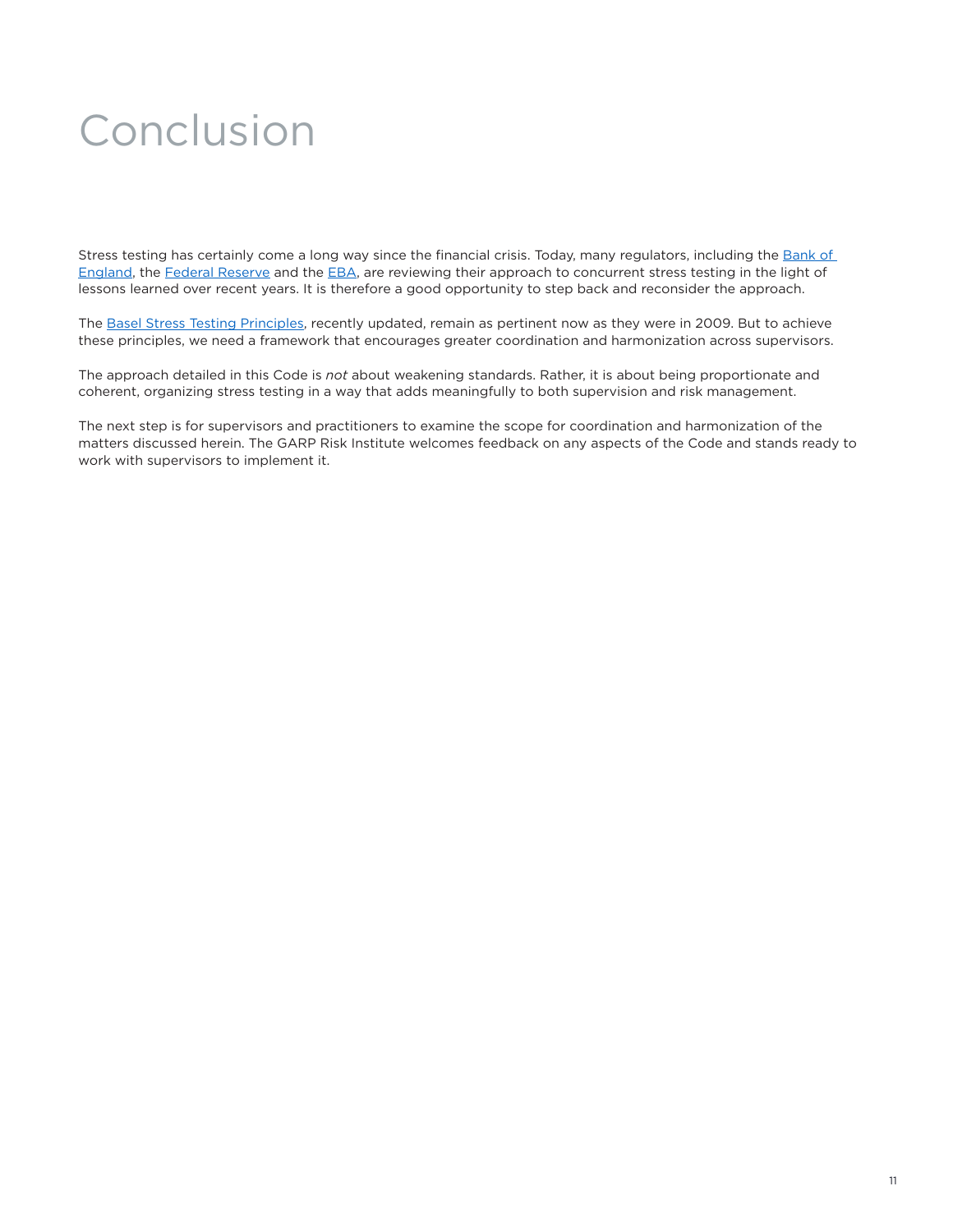# Conclusion

Stress testing has certainly come a long way since the financial crisis. Today, many regulators, including the Bank of England, the Federal Reserve and the EBA, are reviewing their approach to concurrent stress testing in the light of lessons learned over recent years. It is therefore a good opportunity to step back and reconsider the approach.

The Basel Stress Testing Principles, recently updated, remain as pertinent now as they were in 2009. But to achieve these principles, we need a framework that encourages greater coordination and harmonization across supervisors.

The approach detailed in this Code is *not* about weakening standards. Rather, it is about being proportionate and coherent, organizing stress testing in a way that adds meaningfully to both supervision and risk management.

The next step is for supervisors and practitioners to examine the scope for coordination and harmonization of the matters discussed herein. The GARP Risk Institute welcomes feedback on any aspects of the Code and stands ready to work with supervisors to implement it.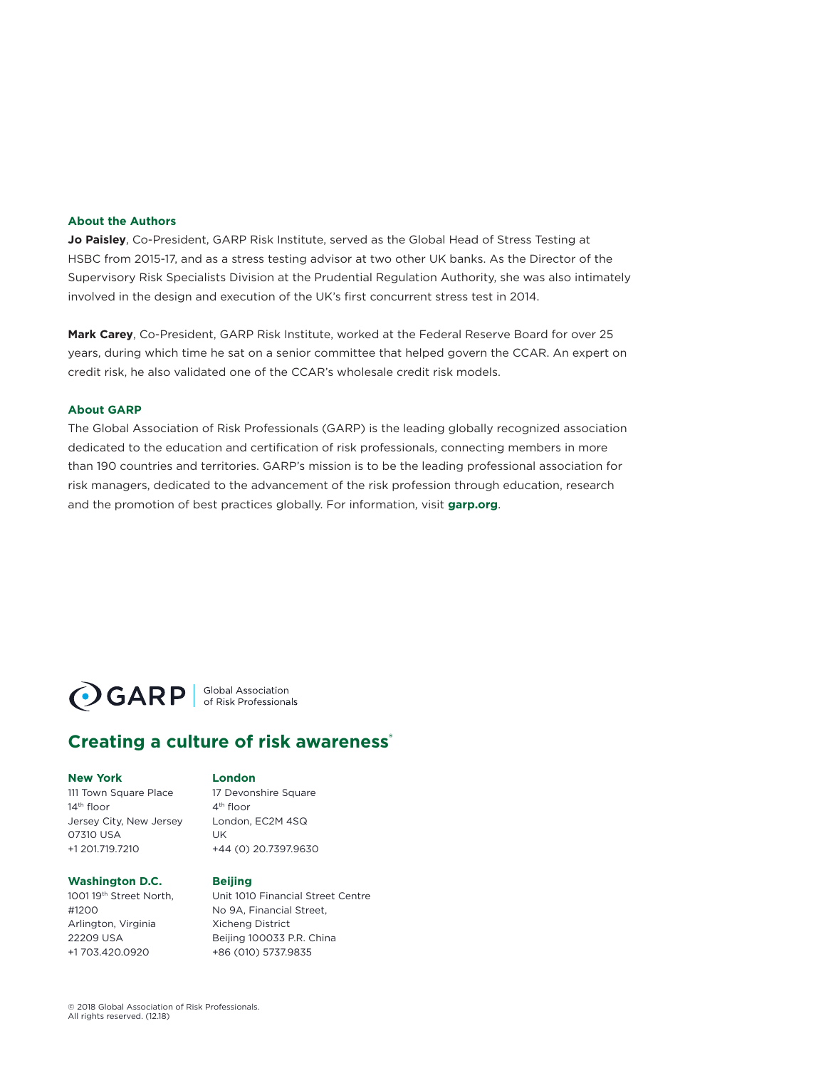### About the Authors

**Jo Paisley**, Co-President, GARP Risk Institute, served as the Global Head of Stress Testing at HSBC from 2015-17, and as a stress testing advisor at two other UK banks. As the Director of the Supervisory Risk Specialists Division at the Prudential Regulation Authority, she was also intimately involved in the design and execution of the UK's first concurrent stress test in 2014.

**Mark Carey**, Co-President, GARP Risk Institute, worked at the Federal Reserve Board for over 25 years, during which time he sat on a senior committee that helped govern the CCAR. An expert on credit risk, he also validated one of the CCAR's wholesale credit risk models.

### About GARP

The Global Association of Risk Professionals (GARP) is the leading globally recognized association dedicated to the education and certification of risk professionals, connecting members in more than 190 countries and territories. GARP's mission is to be the leading professional association for risk managers, dedicated to the advancement of the risk profession through education, research and the promotion of best practices globally. For information, visit **garp.org**.

GARP | Global Association of Risk Professionals

## Creating a culture of risk awareness®

**New York**
111 Town Square Place
14th floor
Jersey City, New Jersey
07310 USA
+1 201.719.7210

**London**
17 Devonshire Square
4th floor
London, EC2M 4SQ
UK
+44 (0) 20.7397.9630

**Washington D.C.**
1001 19th Street North,
#1200
Arlington, Virginia
22209 USA
+1 703.420.0920

**Beijing**
Unit 1010 Financial Street Centre
No 9A, Financial Street,
Xicheng District
Beijing 100033 P.R. China
+86 (010) 5737.9835

© 2018 Global Association of Risk Professionals.
All rights reserved. (12.18)